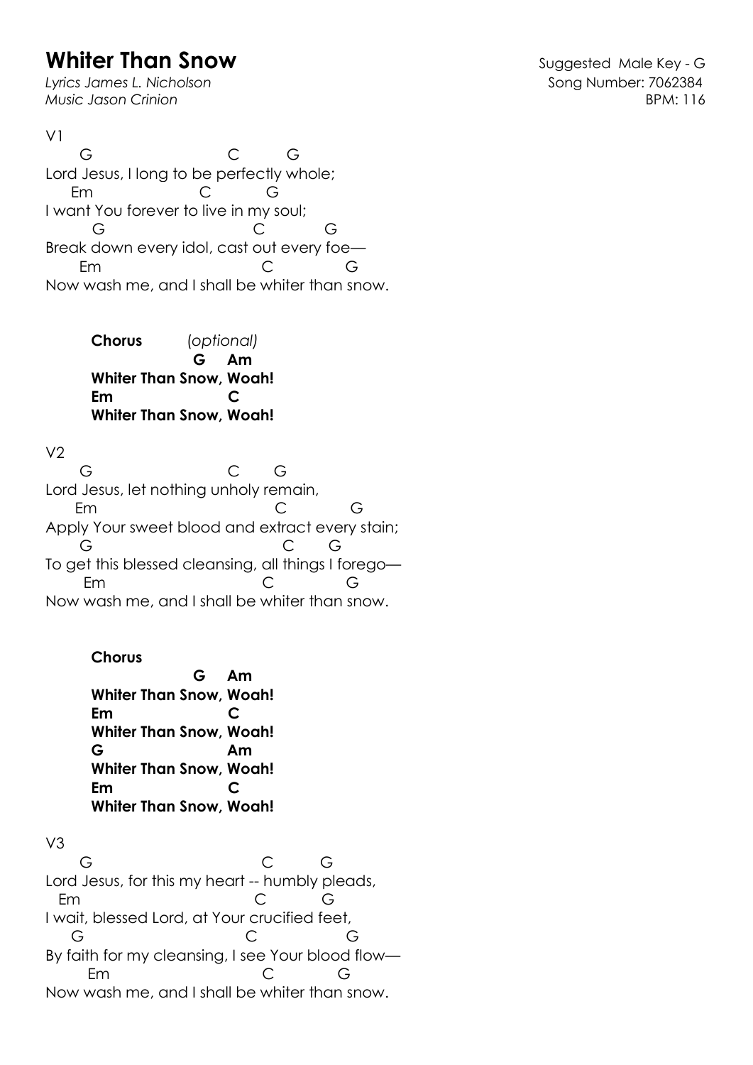# Whiter Than Snow

*Lyrics James L. Nicholson*
*Music Jason Crinion*

Suggested Male Key - G
Song Number: 7062384
BPM: 116

V1

```
      G                        C          G
Lord Jesus, I long to be perfectly whole;
     Em                   C           G
I want You forever to live in my soul;
       G                            C            G
Break down every idol, cast out every foe—
      Em                            C               G
Now wash me, and I shall be whiter than snow.
```

**Chorus** (*optional*)

```
                G    Am
Whiter Than Snow, Woah!
Em                C
Whiter Than Snow, Woah!
```

V2

```
      G                        C       G
Lord Jesus, let nothing unholy remain,
      Em                              C             G
Apply Your sweet blood and extract every stain;
     G                                    C       G
To get this blessed cleansing, all things I forego—
       Em                           C               G
Now wash me, and I shall be whiter than snow.
```

**Chorus**

```
                G    Am
Whiter Than Snow, Woah!
Em                C
Whiter Than Snow, Woah!
G                 Am
Whiter Than Snow, Woah!
Em                C
Whiter Than Snow, Woah!
```

V3

```
     G                           C          G
Lord Jesus, for this my heart -- humbly pleads,
   Em                           C          G
I wait, blessed Lord, at Your crucified feet,
    G                              C                G
By faith for my cleansing, I see Your blood flow—
        Em                          C             G
Now wash me, and I shall be whiter than snow.
```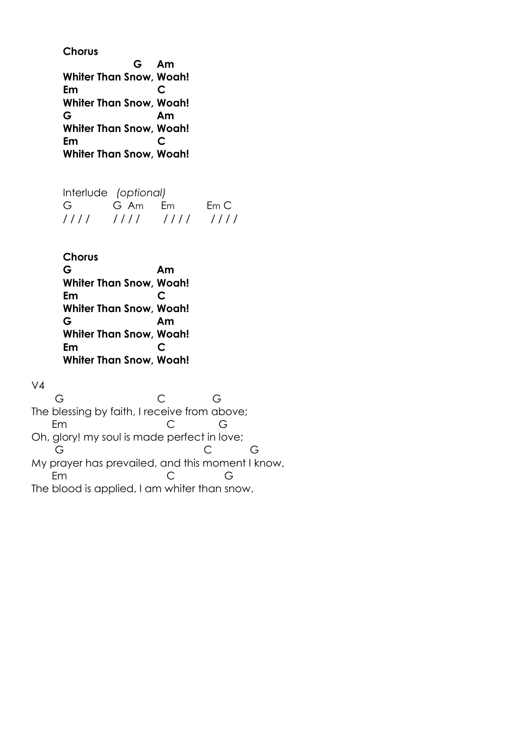**Chorus**

```
                 G      Am
Whiter Than Snow, Woah!
Em                C
Whiter Than Snow, Woah!
G                 Am
Whiter Than Snow, Woah!
Em                C
Whiter Than Snow, Woah!
```

Interlude *(optional)*

```
G        G  Am     Em       Em C
/ / / /  / / / /   / / / /  / / / /
```

**Chorus**

```
G                 Am
Whiter Than Snow, Woah!
Em                C
Whiter Than Snow, Woah!
G                 Am
Whiter Than Snow, Woah!
Em                C
Whiter Than Snow, Woah!
```

V4

```
    G                        C         G
The blessing by faith, I receive from above;
   Em                       C          G
Oh, glory! my soul is made perfect in love;
   G                                C          G
My prayer has prevailed, and this moment I know,
   Em                       C            G
The blood is applied, I am whiter than snow.
```